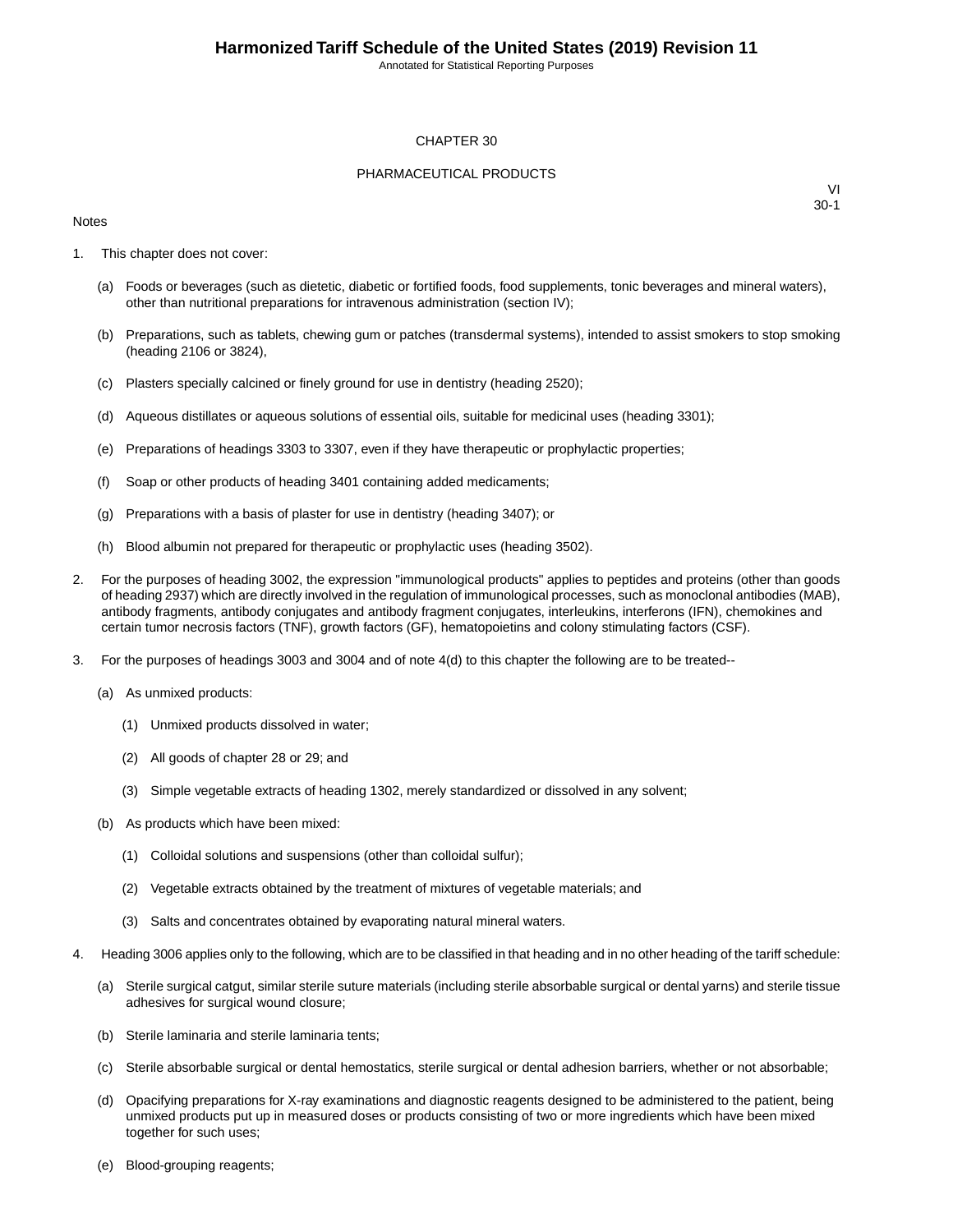# CHAPTER 30

## PHARMACEUTICAL PRODUCTS

VI
30-1

Notes

1. This chapter does not cover:

   (a) Foods or beverages (such as dietetic, diabetic or fortified foods, food supplements, tonic beverages and mineral waters), other than nutritional preparations for intravenous administration (section IV);

   (b) Preparations, such as tablets, chewing gum or patches (transdermal systems), intended to assist smokers to stop smoking (heading 2106 or 3824),

   (c) Plasters specially calcined or finely ground for use in dentistry (heading 2520);

   (d) Aqueous distillates or aqueous solutions of essential oils, suitable for medicinal uses (heading 3301);

   (e) Preparations of headings 3303 to 3307, even if they have therapeutic or prophylactic properties;

   (f) Soap or other products of heading 3401 containing added medicaments;

   (g) Preparations with a basis of plaster for use in dentistry (heading 3407); or

   (h) Blood albumin not prepared for therapeutic or prophylactic uses (heading 3502).

2. For the purposes of heading 3002, the expression "immunological products" applies to peptides and proteins (other than goods of heading 2937) which are directly involved in the regulation of immunological processes, such as monoclonal antibodies (MAB), antibody fragments, antibody conjugates and antibody fragment conjugates, interleukins, interferons (IFN), chemokines and certain tumor necrosis factors (TNF), growth factors (GF), hematopoietins and colony stimulating factors (CSF).

3. For the purposes of headings 3003 and 3004 and of note 4(d) to this chapter the following are to be treated--

   (a) As unmixed products:

      (1) Unmixed products dissolved in water;

      (2) All goods of chapter 28 or 29; and

      (3) Simple vegetable extracts of heading 1302, merely standardized or dissolved in any solvent;

   (b) As products which have been mixed:

      (1) Colloidal solutions and suspensions (other than colloidal sulfur);

      (2) Vegetable extracts obtained by the treatment of mixtures of vegetable materials; and

      (3) Salts and concentrates obtained by evaporating natural mineral waters.

4. Heading 3006 applies only to the following, which are to be classified in that heading and in no other heading of the tariff schedule:

   (a) Sterile surgical catgut, similar sterile suture materials (including sterile absorbable surgical or dental yarns) and sterile tissue adhesives for surgical wound closure;

   (b) Sterile laminaria and sterile laminaria tents;

   (c) Sterile absorbable surgical or dental hemostatics, sterile surgical or dental adhesion barriers, whether or not absorbable;

   (d) Opacifying preparations for X-ray examinations and diagnostic reagents designed to be administered to the patient, being unmixed products put up in measured doses or products consisting of two or more ingredients which have been mixed together for such uses;

   (e) Blood-grouping reagents;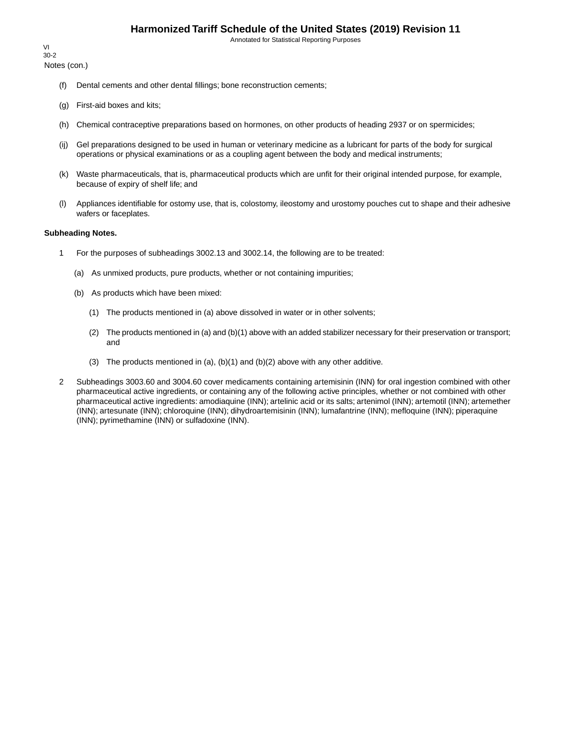Notes (con.)

(f) Dental cements and other dental fillings; bone reconstruction cements;

(g) First-aid boxes and kits;

(h) Chemical contraceptive preparations based on hormones, on other products of heading 2937 or on spermicides;

(ij) Gel preparations designed to be used in human or veterinary medicine as a lubricant for parts of the body for surgical operations or physical examinations or as a coupling agent between the body and medical instruments;

(k) Waste pharmaceuticals, that is, pharmaceutical products which are unfit for their original intended purpose, for example, because of expiry of shelf life; and

(l) Appliances identifiable for ostomy use, that is, colostomy, ileostomy and urostomy pouches cut to shape and their adhesive wafers or faceplates.

**Subheading Notes.**

1 For the purposes of subheadings 3002.13 and 3002.14, the following are to be treated:

(a) As unmixed products, pure products, whether or not containing impurities;

(b) As products which have been mixed:

(1) The products mentioned in (a) above dissolved in water or in other solvents;

(2) The products mentioned in (a) and (b)(1) above with an added stabilizer necessary for their preservation or transport; and

(3) The products mentioned in (a), (b)(1) and (b)(2) above with any other additive.

2 Subheadings 3003.60 and 3004.60 cover medicaments containing artemisinin (INN) for oral ingestion combined with other pharmaceutical active ingredients, or containing any of the following active principles, whether or not combined with other pharmaceutical active ingredients: amodiaquine (INN); artelinic acid or its salts; artenimol (INN); artemotil (INN); artemether (INN); artesunate (INN); chloroquine (INN); dihydroartemisinin (INN); lumafantrine (INN); mefloquine (INN); piperaquine (INN); pyrimethamine (INN) or sulfadoxine (INN).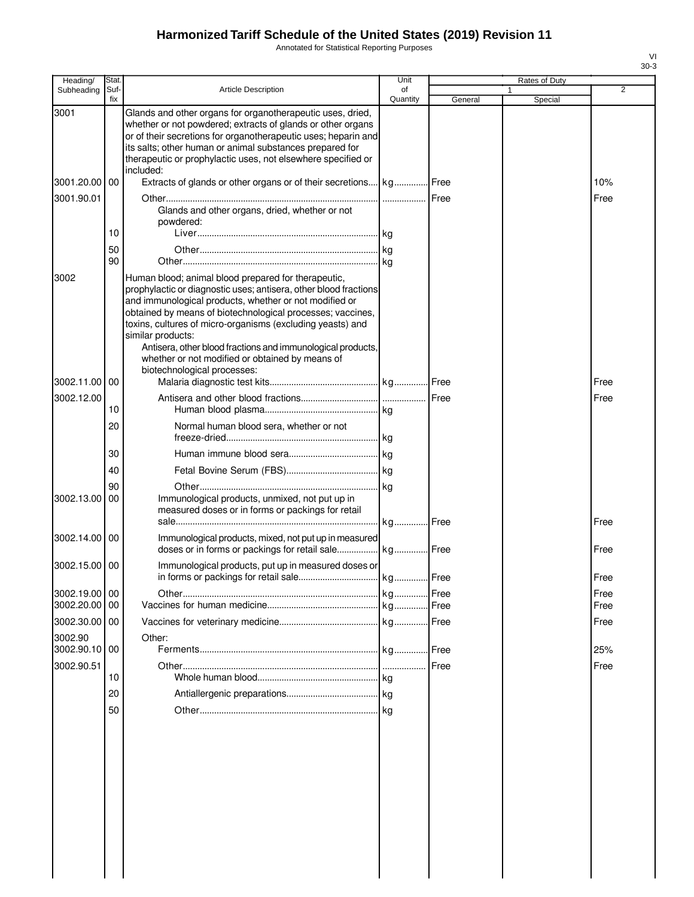# Harmonized Tariff Schedule of the United States (2019) Revision 11

Annotated for Statistical Reporting Purposes

| Heading/ Subheading | Stat. Suf- fix | Article Description | Unit of Quantity | Rates of Duty 1 General | Special | 2 |
|---|---|---|---|---|---|---|
| 3001 | | Glands and other organs for organotherapeutic uses, dried, whether or not powdered; extracts of glands or other organs or of their secretions for organotherapeutic uses; heparin and its salts; other human or animal substances prepared for therapeutic or prophylactic uses, not elsewhere specified or included: | | | | |
| 3001.20.00 | 00 | Extracts of glands or other organs or of their secretions | kg | Free | | 10% |
| 3001.90.01 | | Other | | Free | | Free |
| | | Glands and other organs, dried, whether or not powdered: | | | | |
| | 10 | Liver | kg | | | |
| | 50 | Other | kg | | | |
| | 90 | Other | kg | | | |
| 3002 | | Human blood; animal blood prepared for therapeutic, prophylactic or diagnostic uses; antisera, other blood fractions and immunological products, whether or not modified or obtained by means of biotechnological processes; vaccines, toxins, cultures of micro-organisms (excluding yeasts) and similar products: | | | | |
| | | Antisera, other blood fractions and immunological products, whether or not modified or obtained by means of biotechnological processes: | | | | |
| 3002.11.00 | 00 | Malaria diagnostic test kits | kg | Free | | Free |
| 3002.12.00 | | Antisera and other blood fractions | | Free | | Free |
| | 10 | Human blood plasma | kg | | | |
| | 20 | Normal human blood sera, whether or not freeze-dried | kg | | | |
| | 30 | Human immune blood sera | kg | | | |
| | 40 | Fetal Bovine Serum (FBS) | kg | | | |
| | 90 | Other | kg | | | |
| 3002.13.00 | 00 | Immunological products, unmixed, not put up in measured doses or in forms or packings for retail sale | kg | Free | | Free |
| 3002.14.00 | 00 | Immunological products, mixed, not put up in measured doses or in forms or packings for retail sale | kg | Free | | Free |
| 3002.15.00 | 00 | Immunological products, put up in measured doses or in forms or packings for retail sale | kg | Free | | Free |
| 3002.19.00 | 00 | Other | kg | Free | | Free |
| 3002.20.00 | 00 | Vaccines for human medicine | kg | Free | | Free |
| 3002.30.00 | 00 | Vaccines for veterinary medicine | kg | Free | | Free |
| 3002.90 | | Other: | | | | |
| 3002.90.10 | 00 | Ferments | kg | Free | | 25% |
| 3002.90.51 | | Other | | Free | | Free |
| | 10 | Whole human blood | kg | | | |
| | 20 | Antiallergenic preparations | kg | | | |
| | 50 | Other | kg | | | |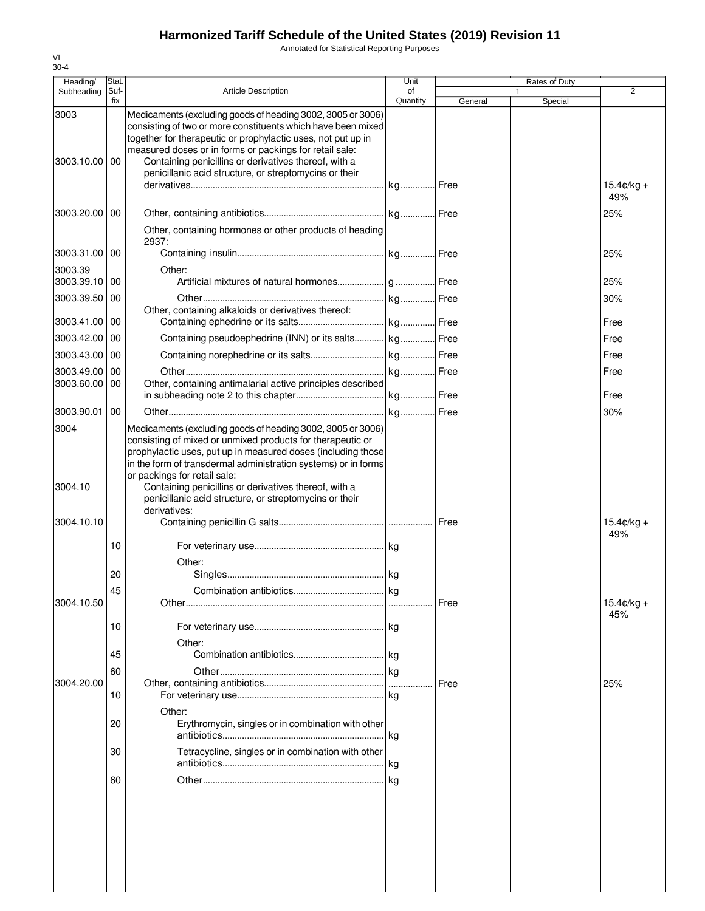# Harmonized Tariff Schedule of the United States (2019) Revision 11

Annotated for Statistical Reporting Purposes

| Heading/ Subheading | Stat. Suf- fix | Article Description | Unit of Quantity | Rates of Duty 1 General | Special | 2 |
|---|---|---|---|---|---|---|
| 3003 | | Medicaments (excluding goods of heading 3002, 3005 or 3006) consisting of two or more constituents which have been mixed together for therapeutic or prophylactic uses, not put up in measured doses or in forms or packings for retail sale: | | | | |
| 3003.10.00 | 00 | Containing penicillins or derivatives thereof, with a penicillanic acid structure, or streptomycins or their derivatives | kg | Free | | 15.4¢/kg + 49% |
| 3003.20.00 | 00 | Other, containing antibiotics | kg | Free | | 25% |
| | | Other, containing hormones or other products of heading 2937: | | | | |
| 3003.31.00 | 00 | Containing insulin | kg | Free | | 25% |
| 3003.39 | | Other: | | | | |
| 3003.39.10 | 00 | Artificial mixtures of natural hormones | g | Free | | 25% |
| 3003.39.50 | 00 | Other | kg | Free | | 30% |
| | | Other, containing alkaloids or derivatives thereof: | | | | |
| 3003.41.00 | 00 | Containing ephedrine or its salts | kg | Free | | Free |
| 3003.42.00 | 00 | Containing pseudoephedrine (INN) or its salts | kg | Free | | Free |
| 3003.43.00 | 00 | Containing norephedrine or its salts | kg | Free | | Free |
| 3003.49.00 | 00 | Other | kg | Free | | Free |
| 3003.60.00 | 00 | Other, containing antimalarial active principles described in subheading note 2 to this chapter | kg | Free | | Free |
| 3003.90.01 | 00 | Other | kg | Free | | 30% |
| 3004 | | Medicaments (excluding goods of heading 3002, 3005 or 3006) consisting of mixed or unmixed products for therapeutic or prophylactic uses, put up in measured doses (including those in the form of transdermal administration systems) or in forms or packings for retail sale: | | | | |
| 3004.10 | | Containing penicillins or derivatives thereof, with a penicillanic acid structure, or streptomycins or their derivatives: | | | | |
| 3004.10.10 | | Containing penicillin G salts | | Free | | 15.4¢/kg + 49% |
| | 10 | For veterinary use | kg | | | |
| | | Other: | | | | |
| | 20 | Singles | kg | | | |
| | 45 | Combination antibiotics | kg | | | |
| 3004.10.50 | | Other | | Free | | 15.4¢/kg + 45% |
| | 10 | For veterinary use | kg | | | |
| | | Other: | | | | |
| | 45 | Combination antibiotics | kg | | | |
| | 60 | Other | kg | | | |
| 3004.20.00 | | Other, containing antibiotics | | Free | | 25% |
| | 10 | For veterinary use | kg | | | |
| | | Other: | | | | |
| | 20 | Erythromycin, singles or in combination with other antibiotics | kg | | | |
| | 30 | Tetracycline, singles or in combination with other antibiotics | kg | | | |
| | 60 | Other | kg | | | |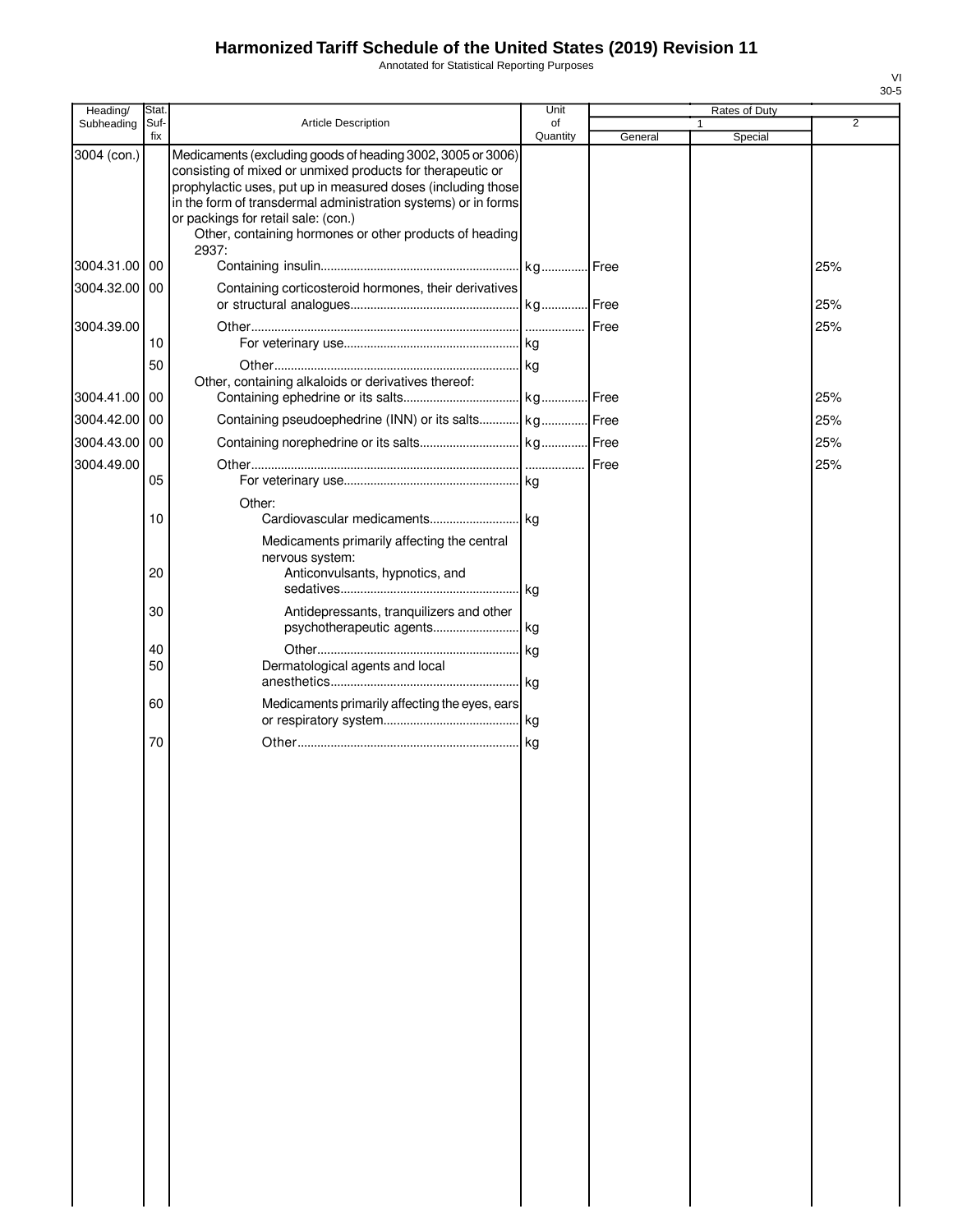# Harmonized Tariff Schedule of the United States (2019) Revision 11

Annotated for Statistical Reporting Purposes

| Heading/ Subheading | Stat. Suf- fix | Article Description | Unit of Quantity | Rates of Duty | | |
|---|---|---|---|---|---|---|
| | | | | 1 | | 2 |
| | | | | General | Special | |
| 3004 (con.) | | Medicaments (excluding goods of heading 3002, 3005 or 3006) consisting of mixed or unmixed products for therapeutic or prophylactic uses, put up in measured doses (including those in the form of transdermal administration systems) or in forms or packings for retail sale: (con.) | | | | |
| | | Other, containing hormones or other products of heading 2937: | | | | |
| 3004.31.00 | 00 | Containing insulin | kg | Free | | 25% |
| 3004.32.00 | 00 | Containing corticosteroid hormones, their derivatives or structural analogues | kg | Free | | 25% |
| 3004.39.00 | | Other | | Free | | 25% |
| | 10 | For veterinary use | kg | | | |
| | 50 | Other | kg | | | |
| | | Other, containing alkaloids or derivatives thereof: | | | | |
| 3004.41.00 | 00 | Containing ephedrine or its salts | kg | Free | | 25% |
| 3004.42.00 | 00 | Containing pseudoephedrine (INN) or its salts | kg | Free | | 25% |
| 3004.43.00 | 00 | Containing norephedrine or its salts | kg | Free | | 25% |
| 3004.49.00 | | Other | | Free | | 25% |
| | 05 | For veterinary use | kg | | | |
| | | Other: | | | | |
| | 10 | Cardiovascular medicaments | kg | | | |
| | | Medicaments primarily affecting the central nervous system: | | | | |
| | 20 | Anticonvulsants, hypnotics, and sedatives | kg | | | |
| | 30 | Antidepressants, tranquilizers and other psychotherapeutic agents | kg | | | |
| | 40 | Other | kg | | | |
| | 50 | Dermatological agents and local anesthetics | kg | | | |
| | 60 | Medicaments primarily affecting the eyes, ears or respiratory system | kg | | | |
| | 70 | Other | kg | | | |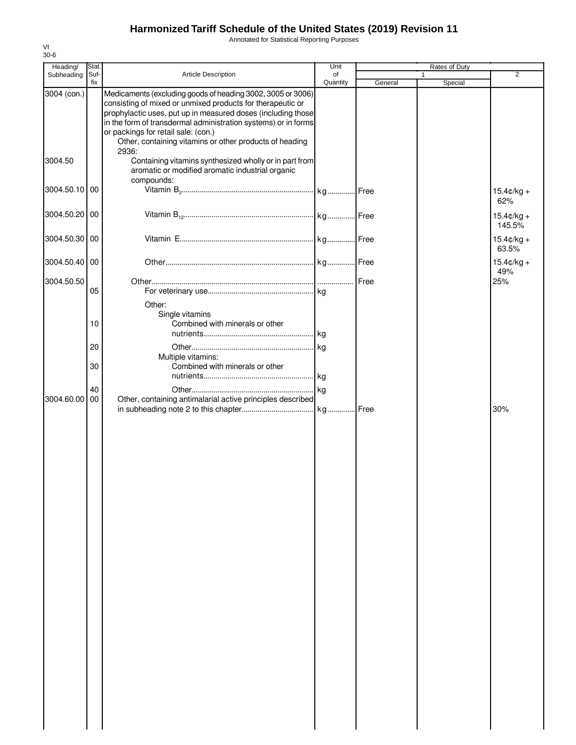# Harmonized Tariff Schedule of the United States (2019) Revision 11

Annotated for Statistical Reporting Purposes

VI
30-6

| Heading/ Subheading | Stat. Suf- fix | Article Description | Unit of Quantity | Rates of Duty 1 General | Special | 2 |
|---|---|---|---|---|---|---|
| 3004 (con.) | | Medicaments (excluding goods of heading 3002, 3005 or 3006) consisting of mixed or unmixed products for therapeutic or prophylactic uses, put up in measured doses (including those in the form of transdermal administration systems) or in forms or packings for retail sale: (con.) | | | | |
| | | Other, containing vitamins or other products of heading 2936: | | | | |
| 3004.50 | | Containing vitamins synthesized wholly or in part from aromatic or modified aromatic industrial organic compounds: | | | | |
| 3004.50.10 | 00 | Vitamin $B_2$ | kg | Free | | 15.4¢/kg + 62% |
| 3004.50.20 | 00 | Vitamin $B_{12}$ | kg | Free | | 15.4¢/kg + 145.5% |
| 3004.50.30 | 00 | Vitamin E | kg | Free | | 15.4¢/kg + 63.5% |
| 3004.50.40 | 00 | Other | kg | Free | | 15.4¢/kg + 49% |
| 3004.50.50 | | Other | | Free | | 25% |
| | 05 | For veterinary use | kg | | | |
| | | Other: | | | | |
| | | Single vitamins | | | | |
| | 10 | Combined with minerals or other nutrients | kg | | | |
| | 20 | Other | kg | | | |
| | | Multiple vitamins: | | | | |
| | 30 | Combined with minerals or other nutrients | kg | | | |
| | 40 | Other | kg | | | |
| 3004.60.00 | 00 | Other, containing antimalarial active principles described in subheading note 2 to this chapter | kg | Free | | 30% |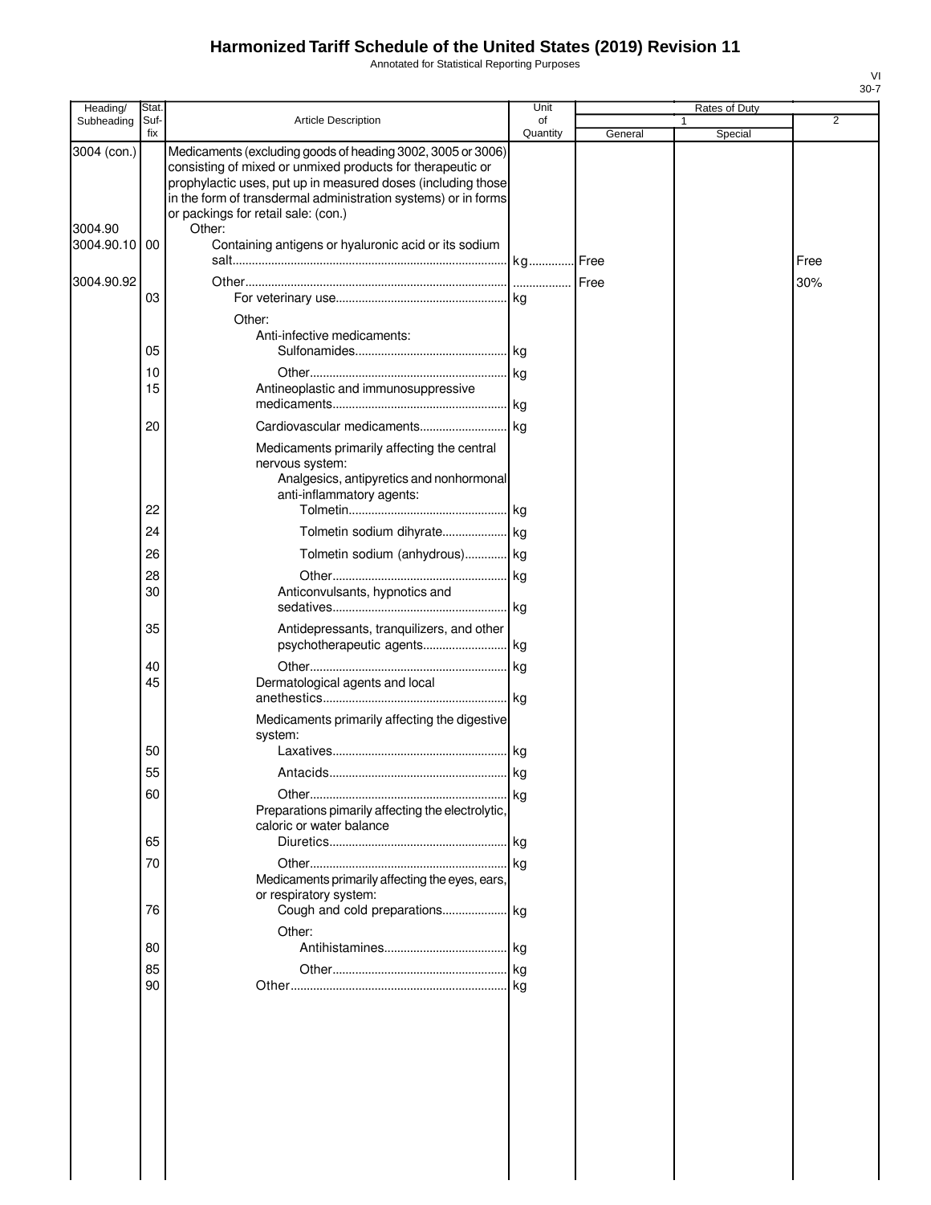# Harmonized Tariff Schedule of the United States (2019) Revision 11

Annotated for Statistical Reporting Purposes

| Heading/ Subheading | Stat. Suf- fix | Article Description | Unit of Quantity | Rates of Duty 1 General | Rates of Duty 1 Special | Rates of Duty 2 |
|---|---|---|---|---|---|---|
| 3004 (con.) | | Medicaments (excluding goods of heading 3002, 3005 or 3006) consisting of mixed or unmixed products for therapeutic or prophylactic uses, put up in measured doses (including those in the form of transdermal administration systems) or in forms or packings for retail sale: (con.) | | | | |
| 3004.90 | | Other: | | | | |
| 3004.90.10 | 00 | Containing antigens or hyaluronic acid or its sodium salt | kg | Free | | Free |
| 3004.90.92 | | Other | | Free | | 30% |
| | 03 | For veterinary use | kg | | | |
| | | Other: | | | | |
| | | Anti-infective medicaments: | | | | |
| | 05 | Sulfonamides | kg | | | |
| | 10 | Other | kg | | | |
| | 15 | Antineoplastic and immunosuppressive medicaments | kg | | | |
| | 20 | Cardiovascular medicaments | kg | | | |
| | | Medicaments primarily affecting the central nervous system: | | | | |
| | | Analgesics, antipyretics and nonhormonal anti-inflammatory agents: | | | | |
| | 22 | Tolmetin | kg | | | |
| | 24 | Tolmetin sodium dihyrate | kg | | | |
| | 26 | Tolmetin sodium (anhydrous) | kg | | | |
| | 28 | Other | kg | | | |
| | 30 | Anticonvulsants, hypnotics and sedatives | kg | | | |
| | 35 | Antidepressants, tranquilizers, and other psychotherapeutic agents | kg | | | |
| | 40 | Other | kg | | | |
| | 45 | Dermatological agents and local anethestics | kg | | | |
| | | Medicaments primarily affecting the digestive system: | | | | |
| | 50 | Laxatives | kg | | | |
| | 55 | Antacids | kg | | | |
| | 60 | Other | kg | | | |
| | | Preparations pimarily affecting the electrolytic, caloric or water balance | | | | |
| | 65 | Diuretics | kg | | | |
| | 70 | Other | kg | | | |
| | | Medicaments primarily affecting the eyes, ears, or respiratory system: | | | | |
| | 76 | Cough and cold preparations | kg | | | |
| | | Other: | | | | |
| | 80 | Antihistamines | kg | | | |
| | 85 | Other | kg | | | |
| | 90 | Other | kg | | | |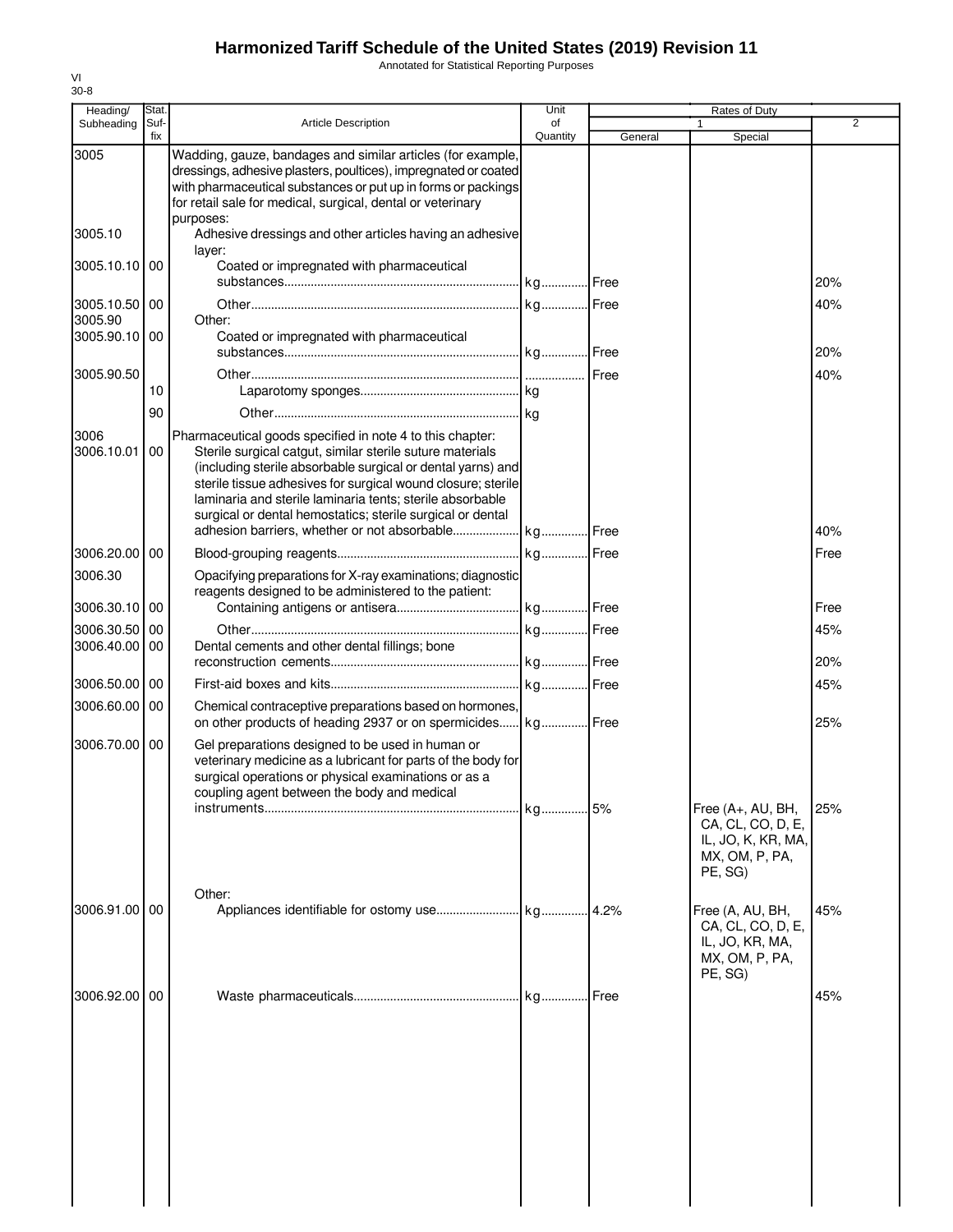# Harmonized Tariff Schedule of the United States (2019) Revision 11

Annotated for Statistical Reporting Purposes

VI
30-8

| Heading/ Subheading | Stat. Suf- fix | Article Description | Unit of Quantity | Rates of Duty | | |
|---|---|---|---|---|---|---|
| | | | | 1 | | 2 |
| | | | | General | Special | |
| 3005 | | Wadding, gauze, bandages and similar articles (for example, dressings, adhesive plasters, poultices), impregnated or coated with pharmaceutical substances or put up in forms or packings for retail sale for medical, surgical, dental or veterinary purposes: | | | | |
| 3005.10 | | Adhesive dressings and other articles having an adhesive layer: | | | | |
| 3005.10.10 | 00 | Coated or impregnated with pharmaceutical substances | kg | Free | | 20% |
| 3005.10.50 | 00 | Other | kg | Free | | 40% |
| 3005.90 | | Other: | | | | |
| 3005.90.10 | 00 | Coated or impregnated with pharmaceutical substances | kg | Free | | 20% |
| 3005.90.50 | | Other | | Free | | 40% |
| | 10 | Laparotomy sponges | kg | | | |
| | 90 | Other | kg | | | |
| 3006 | | Pharmaceutical goods specified in note 4 to this chapter: | | | | |
| 3006.10.01 | 00 | Sterile surgical catgut, similar sterile suture materials (including sterile absorbable surgical or dental yarns) and sterile tissue adhesives for surgical wound closure; sterile laminaria and sterile laminaria tents; sterile absorbable surgical or dental hemostatics; sterile surgical or dental adhesion barriers, whether or not absorbable | kg | Free | | 40% |
| 3006.20.00 | 00 | Blood-grouping reagents | kg | Free | | Free |
| 3006.30 | | Opacifying preparations for X-ray examinations; diagnostic reagents designed to be administered to the patient: | | | | |
| 3006.30.10 | 00 | Containing antigens or antisera | kg | Free | | Free |
| 3006.30.50 | 00 | Other | kg | Free | | 45% |
| 3006.40.00 | 00 | Dental cements and other dental fillings; bone reconstruction cements | kg | Free | | 20% |
| 3006.50.00 | 00 | First-aid boxes and kits | kg | Free | | 45% |
| 3006.60.00 | 00 | Chemical contraceptive preparations based on hormones, on other products of heading 2937 or on spermicides | kg | Free | | 25% |
| 3006.70.00 | 00 | Gel preparations designed to be used in human or veterinary medicine as a lubricant for parts of the body for surgical operations or physical examinations or as a coupling agent between the body and medical instruments | kg | 5% | Free (A+, AU, BH, CA, CL, CO, D, E, IL, JO, K, KR, MA, MX, OM, P, PA, PE, SG) | 25% |
| | | Other: | | | | |
| 3006.91.00 | 00 | Appliances identifiable for ostomy use | kg | 4.2% | Free (A, AU, BH, CA, CL, CO, D, E, IL, JO, KR, MA, MX, OM, P, PA, PE, SG) | 45% |
| 3006.92.00 | 00 | Waste pharmaceuticals | kg | Free | | 45% |